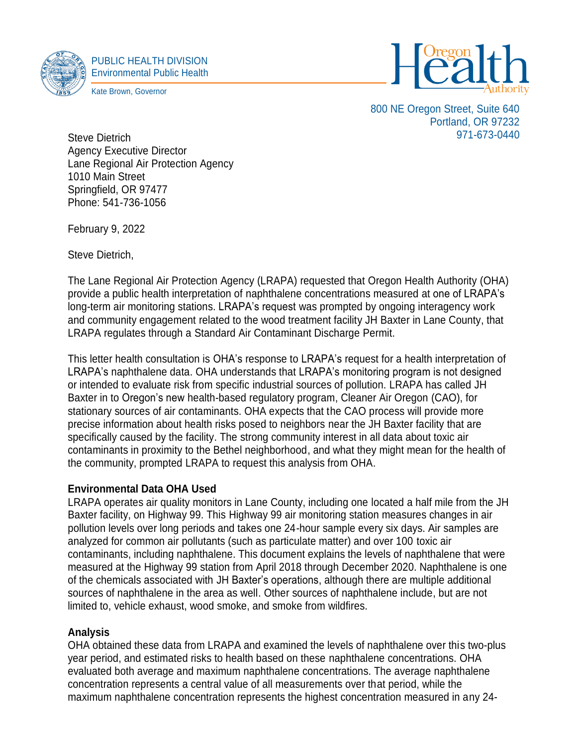PUBLIC HEALTH DIVISION
Environmental Public Health

Kate Brown, Governor

Oregon Health Authority

800 NE Oregon Street, Suite 640
Portland, OR 97232
971-673-0440

Steve Dietrich
Agency Executive Director
Lane Regional Air Protection Agency
1010 Main Street
Springfield, OR 97477
Phone: 541-736-1056

February 9, 2022

Steve Dietrich,

The Lane Regional Air Protection Agency (LRAPA) requested that Oregon Health Authority (OHA) provide a public health interpretation of naphthalene concentrations measured at one of LRAPA's long-term air monitoring stations. LRAPA's request was prompted by ongoing interagency work and community engagement related to the wood treatment facility JH Baxter in Lane County, that LRAPA regulates through a Standard Air Contaminant Discharge Permit.

This letter health consultation is OHA's response to LRAPA's request for a health interpretation of LRAPA's naphthalene data. OHA understands that LRAPA's monitoring program is not designed or intended to evaluate risk from specific industrial sources of pollution. LRAPA has called JH Baxter in to Oregon's new health-based regulatory program, Cleaner Air Oregon (CAO), for stationary sources of air contaminants. OHA expects that the CAO process will provide more precise information about health risks posed to neighbors near the JH Baxter facility that are specifically caused by the facility. The strong community interest in all data about toxic air contaminants in proximity to the Bethel neighborhood, and what they might mean for the health of the community, prompted LRAPA to request this analysis from OHA.

**Environmental Data OHA Used**

LRAPA operates air quality monitors in Lane County, including one located a half mile from the JH Baxter facility, on Highway 99. This Highway 99 air monitoring station measures changes in air pollution levels over long periods and takes one 24-hour sample every six days. Air samples are analyzed for common air pollutants (such as particulate matter) and over 100 toxic air contaminants, including naphthalene. This document explains the levels of naphthalene that were measured at the Highway 99 station from April 2018 through December 2020. Naphthalene is one of the chemicals associated with JH Baxter's operations, although there are multiple additional sources of naphthalene in the area as well. Other sources of naphthalene include, but are not limited to, vehicle exhaust, wood smoke, and smoke from wildfires.

**Analysis**

OHA obtained these data from LRAPA and examined the levels of naphthalene over this two-plus year period, and estimated risks to health based on these naphthalene concentrations. OHA evaluated both average and maximum naphthalene concentrations. The average naphthalene concentration represents a central value of all measurements over that period, while the maximum naphthalene concentration represents the highest concentration measured in any 24-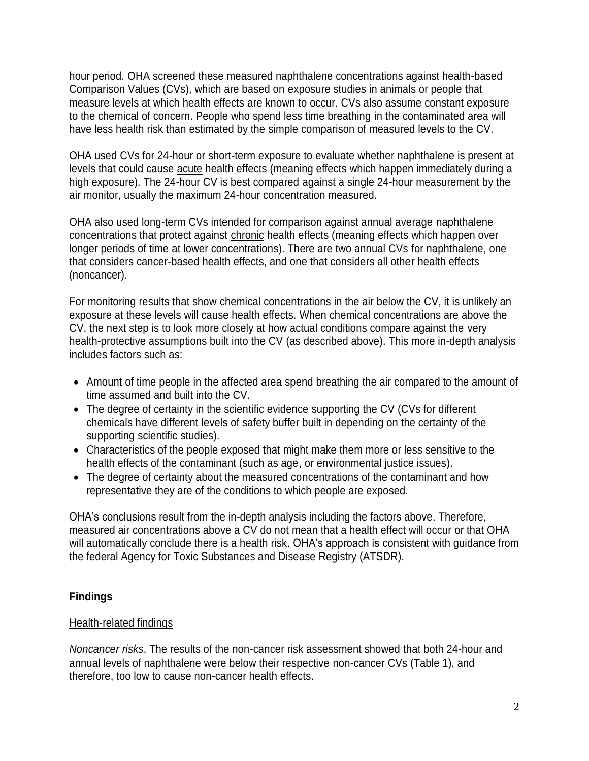hour period. OHA screened these measured naphthalene concentrations against health-based Comparison Values (CVs), which are based on exposure studies in animals or people that measure levels at which health effects are known to occur. CVs also assume constant exposure to the chemical of concern. People who spend less time breathing in the contaminated area will have less health risk than estimated by the simple comparison of measured levels to the CV.

OHA used CVs for 24-hour or short-term exposure to evaluate whether naphthalene is present at levels that could cause acute health effects (meaning effects which happen immediately during a high exposure). The 24-hour CV is best compared against a single 24-hour measurement by the air monitor, usually the maximum 24-hour concentration measured.

OHA also used long-term CVs intended for comparison against annual average naphthalene concentrations that protect against chronic health effects (meaning effects which happen over longer periods of time at lower concentrations). There are two annual CVs for naphthalene, one that considers cancer-based health effects, and one that considers all other health effects (noncancer).

For monitoring results that show chemical concentrations in the air below the CV, it is unlikely an exposure at these levels will cause health effects. When chemical concentrations are above the CV, the next step is to look more closely at how actual conditions compare against the very health-protective assumptions built into the CV (as described above). This more in-depth analysis includes factors such as:

- Amount of time people in the affected area spend breathing the air compared to the amount of time assumed and built into the CV.
- The degree of certainty in the scientific evidence supporting the CV (CVs for different chemicals have different levels of safety buffer built in depending on the certainty of the supporting scientific studies).
- Characteristics of the people exposed that might make them more or less sensitive to the health effects of the contaminant (such as age, or environmental justice issues).
- The degree of certainty about the measured concentrations of the contaminant and how representative they are of the conditions to which people are exposed.

OHA's conclusions result from the in-depth analysis including the factors above. Therefore, measured air concentrations above a CV do not mean that a health effect will occur or that OHA will automatically conclude there is a health risk. OHA's approach is consistent with guidance from the federal Agency for Toxic Substances and Disease Registry (ATSDR).

## Findings

### Health-related findings

*Noncancer risks*. The results of the non-cancer risk assessment showed that both 24-hour and annual levels of naphthalene were below their respective non-cancer CVs (Table 1), and therefore, too low to cause non-cancer health effects.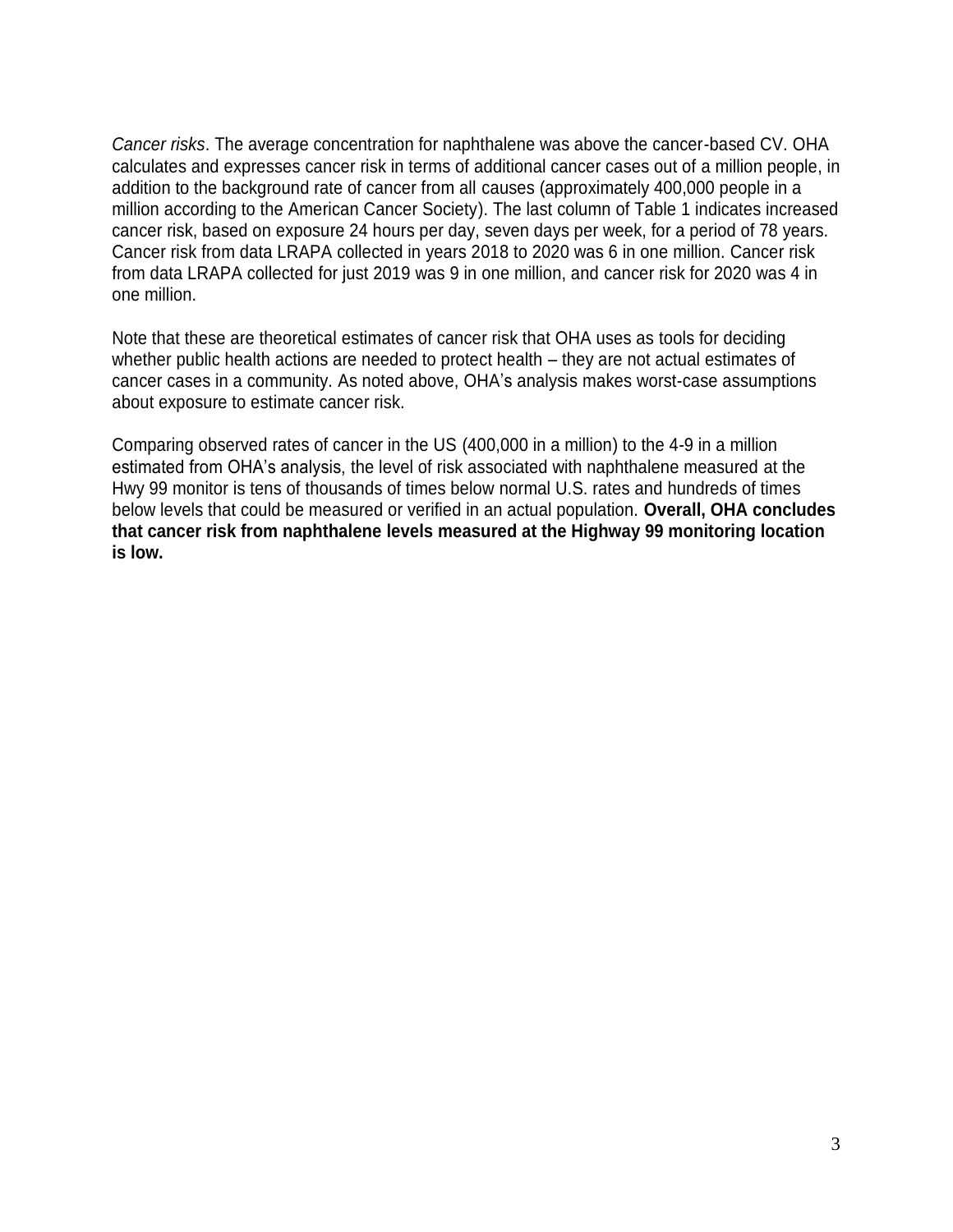*Cancer risks*. The average concentration for naphthalene was above the cancer-based CV. OHA calculates and expresses cancer risk in terms of additional cancer cases out of a million people, in addition to the background rate of cancer from all causes (approximately 400,000 people in a million according to the American Cancer Society). The last column of Table 1 indicates increased cancer risk, based on exposure 24 hours per day, seven days per week, for a period of 78 years. Cancer risk from data LRAPA collected in years 2018 to 2020 was 6 in one million. Cancer risk from data LRAPA collected for just 2019 was 9 in one million, and cancer risk for 2020 was 4 in one million.

Note that these are theoretical estimates of cancer risk that OHA uses as tools for deciding whether public health actions are needed to protect health – they are not actual estimates of cancer cases in a community. As noted above, OHA's analysis makes worst-case assumptions about exposure to estimate cancer risk.

Comparing observed rates of cancer in the US (400,000 in a million) to the 4-9 in a million estimated from OHA's analysis, the level of risk associated with naphthalene measured at the Hwy 99 monitor is tens of thousands of times below normal U.S. rates and hundreds of times below levels that could be measured or verified in an actual population. **Overall, OHA concludes that cancer risk from naphthalene levels measured at the Highway 99 monitoring location is low.**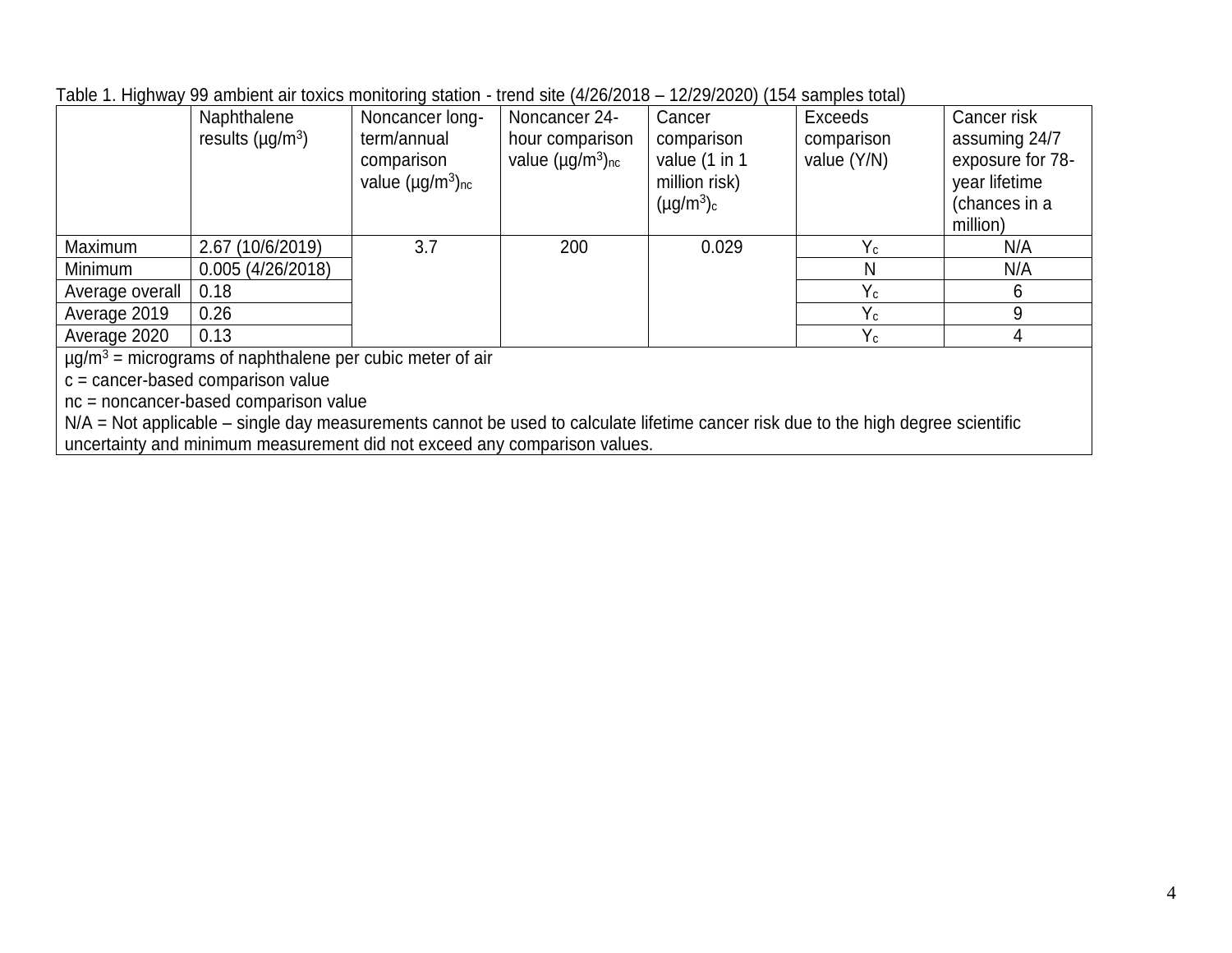Table 1. Highway 99 ambient air toxics monitoring station - trend site (4/26/2018 – 12/29/2020) (154 samples total)

| | Naphthalene results ($\mu g/m^3$) | Noncancer long-term/annual comparison value ($\mu g/m^3$)$_{nc}$ | Noncancer 24-hour comparison value ($\mu g/m^3$)$_{nc}$ | Cancer comparison value (1 in 1 million risk) ($\mu g/m^3$)$_c$ | Exceeds comparison value (Y/N) | Cancer risk assuming 24/7 exposure for 78-year lifetime (chances in a million) |
|---|---|---|---|---|---|---|
| Maximum | 2.67 (10/6/2019) | 3.7 | 200 | 0.029 | $Y_c$ | N/A |
| Minimum | 0.005 (4/26/2018) | | | | N | N/A |
| Average overall | 0.18 | | | | $Y_c$ | 6 |
| Average 2019 | 0.26 | | | | $Y_c$ | 9 |
| Average 2020 | 0.13 | | | | $Y_c$ | 4 |

$\mu g/m^3$ = micrograms of naphthalene per cubic meter of air
c = cancer-based comparison value
nc = noncancer-based comparison value
N/A = Not applicable – single day measurements cannot be used to calculate lifetime cancer risk due to the high degree scientific uncertainty and minimum measurement did not exceed any comparison values.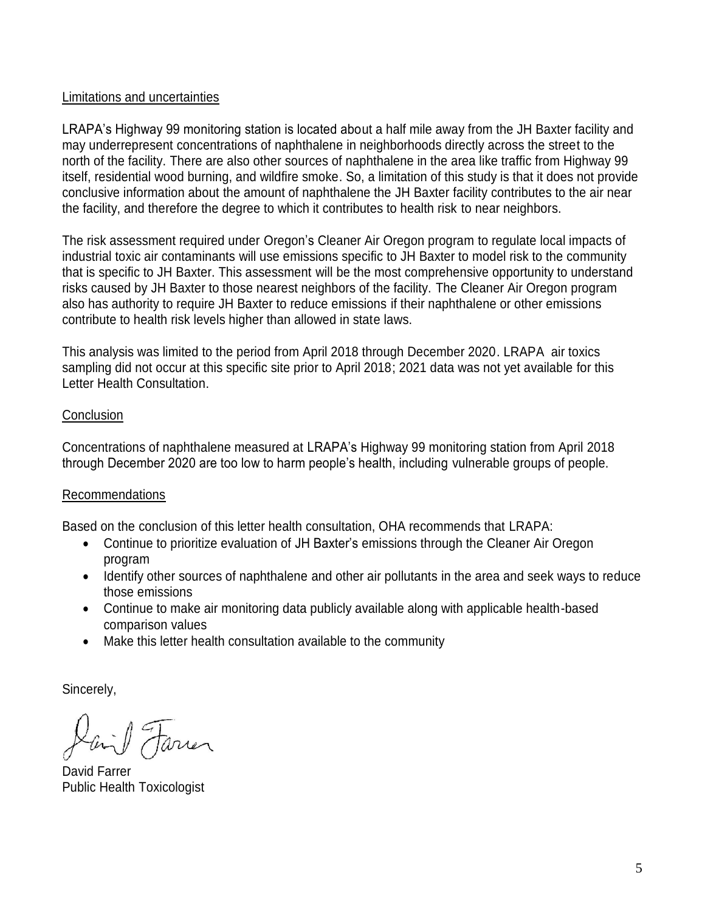Limitations and uncertainties

LRAPA's Highway 99 monitoring station is located about a half mile away from the JH Baxter facility and may underrepresent concentrations of naphthalene in neighborhoods directly across the street to the north of the facility. There are also other sources of naphthalene in the area like traffic from Highway 99 itself, residential wood burning, and wildfire smoke. So, a limitation of this study is that it does not provide conclusive information about the amount of naphthalene the JH Baxter facility contributes to the air near the facility, and therefore the degree to which it contributes to health risk to near neighbors.

The risk assessment required under Oregon's Cleaner Air Oregon program to regulate local impacts of industrial toxic air contaminants will use emissions specific to JH Baxter to model risk to the community that is specific to JH Baxter. This assessment will be the most comprehensive opportunity to understand risks caused by JH Baxter to those nearest neighbors of the facility. The Cleaner Air Oregon program also has authority to require JH Baxter to reduce emissions if their naphthalene or other emissions contribute to health risk levels higher than allowed in state laws.

This analysis was limited to the period from April 2018 through December 2020. LRAPA air toxics sampling did not occur at this specific site prior to April 2018; 2021 data was not yet available for this Letter Health Consultation.

Conclusion

Concentrations of naphthalene measured at LRAPA's Highway 99 monitoring station from April 2018 through December 2020 are too low to harm people's health, including vulnerable groups of people.

Recommendations

Based on the conclusion of this letter health consultation, OHA recommends that LRAPA:

- Continue to prioritize evaluation of JH Baxter's emissions through the Cleaner Air Oregon program
- Identify other sources of naphthalene and other air pollutants in the area and seek ways to reduce those emissions
- Continue to make air monitoring data publicly available along with applicable health-based comparison values
- Make this letter health consultation available to the community

Sincerely,

David Farrer
Public Health Toxicologist